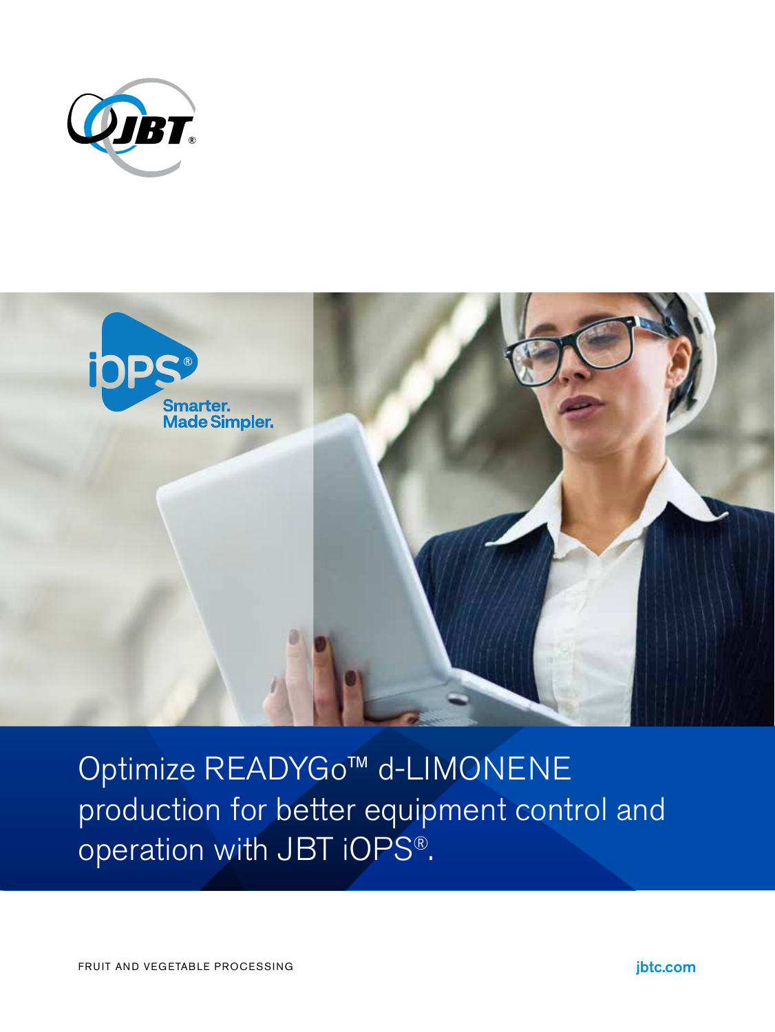# Optimize READYGo™ d-LIMONENE production for better equipment control and operation with JBT iOPS®.

iOPS® Smarter. Made Simpler.

FRUIT AND VEGETABLE PROCESSING

jbtc.com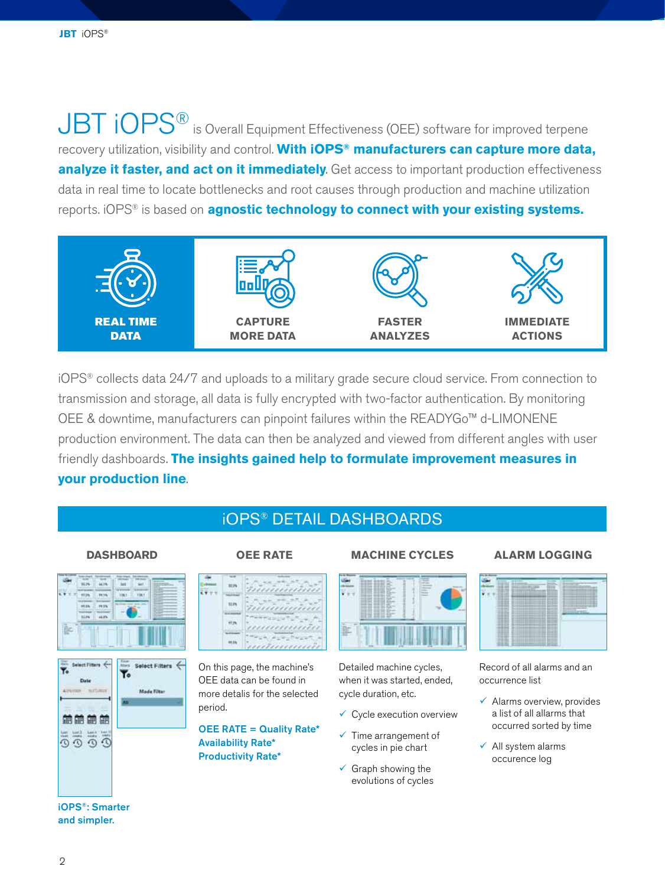JBT iOPS® is Overall Equipment Effectiveness (OEE) software for improved terpene recovery utilization, visibility and control. **With iOPS® manufacturers can capture more data, analyze it faster, and act on it immediately**. Get access to important production effectiveness data in real time to locate bottlenecks and root causes through production and machine utilization reports. iOPS® is based on **agnostic technology to connect with your existing systems.**

**REAL TIME DATA** | **CAPTURE MORE DATA** | **FASTER ANALYZES** | **IMMEDIATE ACTIONS**

iOPS® collects data 24/7 and uploads to a military grade secure cloud service. From connection to transmission and storage, all data is fully encrypted with two-factor authentication. By monitoring OEE & downtime, manufacturers can pinpoint failures within the READYGo™ d-LIMONENE production environment. The data can then be analyzed and viewed from different angles with user friendly dashboards. **The insights gained help to formulate improvement measures in your production line**.

## iOPS® DETAIL DASHBOARDS

### DASHBOARD

**iOPS®: Smarter and simpler.**

### OEE RATE

On this page, the machine's OEE data can be found in more detalis for the selected period.

**OEE RATE = Quality Rate\* Availability Rate\* Productivity Rate\***

### MACHINE CYCLES

Detailed machine cycles, when it was started, ended, cycle duration, etc.

- ✓ Cycle execution overview
- ✓ Time arrangement of cycles in pie chart
- ✓ Graph showing the evolutions of cycles

### ALARM LOGGING

Record of all alarms and an occurrence list

- ✓ Alarms overview, provides a list of all alarms that occurred sorted by time
- ✓ All system alarms occurence log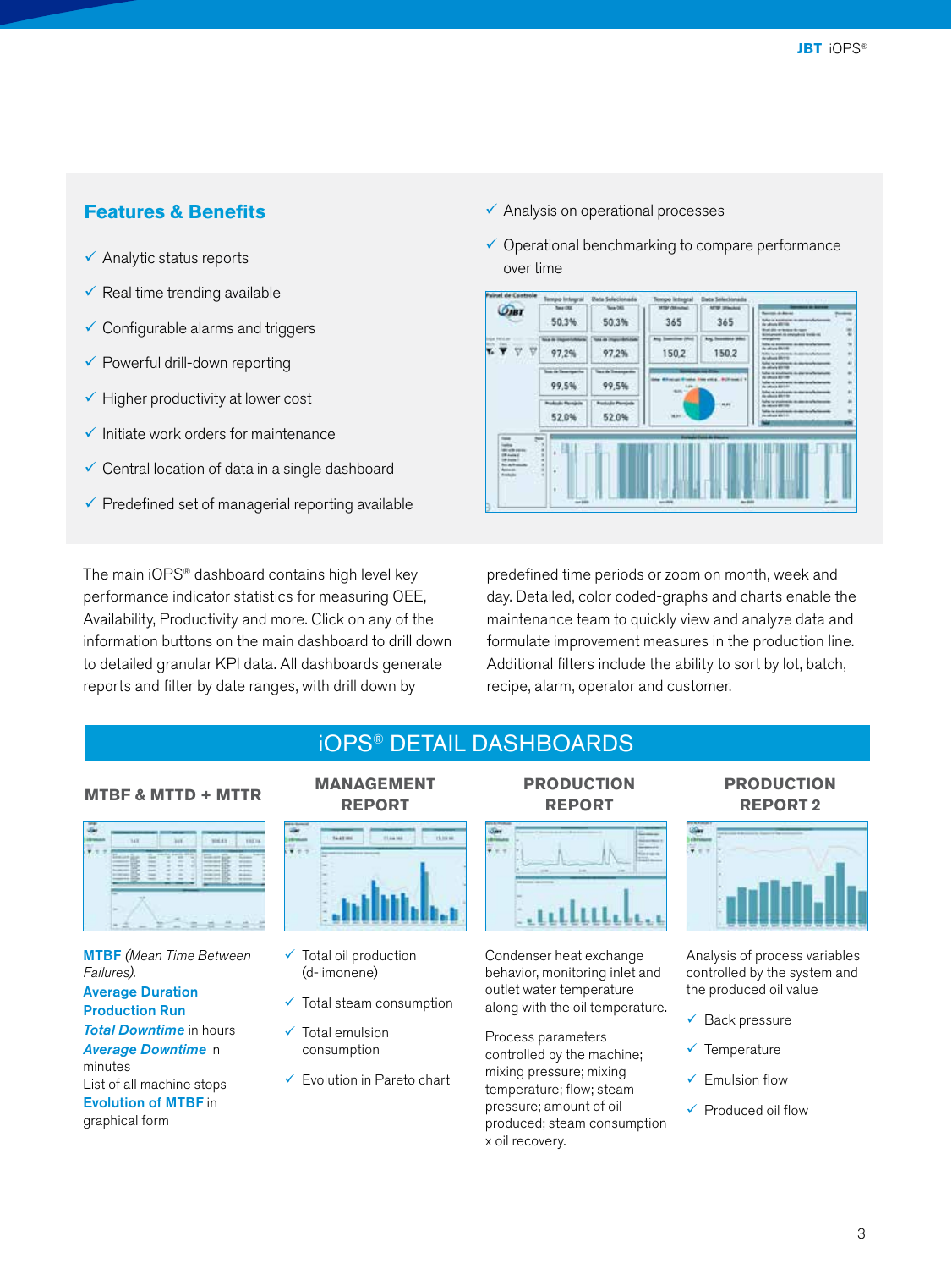## Features & Benefits

- ✓ Analytic status reports
- ✓ Real time trending available
- ✓ Configurable alarms and triggers
- ✓ Powerful drill-down reporting
- ✓ Higher productivity at lower cost
- ✓ Initiate work orders for maintenance
- ✓ Central location of data in a single dashboard
- ✓ Predefined set of managerial reporting available
- ✓ Analysis on operational processes
- ✓ Operational benchmarking to compare performance over time

The main iOPS® dashboard contains high level key performance indicator statistics for measuring OEE, Availability, Productivity and more. Click on any of the information buttons on the main dashboard to drill down to detailed granular KPI data. All dashboards generate reports and filter by date ranges, with drill down by predefined time periods or zoom on month, week and day. Detailed, color coded-graphs and charts enable the maintenance team to quickly view and analyze data and formulate improvement measures in the production line. Additional filters include the ability to sort by lot, batch, recipe, alarm, operator and customer.

## iOPS® DETAIL DASHBOARDS

### MTBF & MTTD + MTTR

**MTBF** *(Mean Time Between Failures).*
**Average Duration Production Run**
***Total Downtime*** in hours
***Average Downtime*** in minutes
List of all machine stops
**Evolution of MTBF** in graphical form

### MANAGEMENT REPORT

- ✓ Total oil production (d-limonene)
- ✓ Total steam consumption
- ✓ Total emulsion consumption
- ✓ Evolution in Pareto chart

### PRODUCTION REPORT

Condenser heat exchange behavior, monitoring inlet and outlet water temperature along with the oil temperature.

Process parameters controlled by the machine; mixing pressure; mixing temperature; flow; steam pressure; amount of oil produced; steam consumption x oil recovery.

### PRODUCTION REPORT 2

Analysis of process variables controlled by the system and the produced oil value

- ✓ Back pressure
- ✓ Temperature
- ✓ Emulsion flow
- ✓ Produced oil flow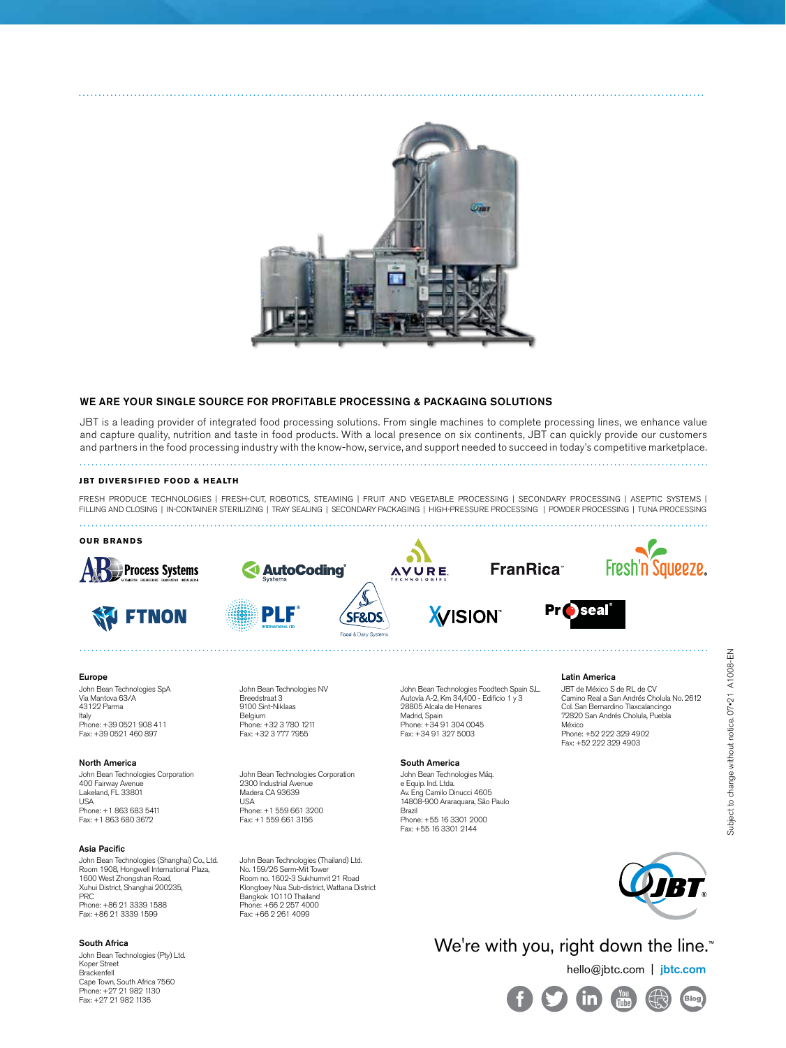## WE ARE YOUR SINGLE SOURCE FOR PROFITABLE PROCESSING & PACKAGING SOLUTIONS

JBT is a leading provider of integrated food processing solutions. From single machines to complete processing lines, we enhance value and capture quality, nutrition and taste in food products. With a local presence on six continents, JBT can quickly provide our customers and partners in the food processing industry with the know-how, service, and support needed to succeed in today's competitive marketplace.

### JBT DIVERSIFIED FOOD & HEALTH

FRESH PRODUCE TECHNOLOGIES | FRESH-CUT, ROBOTICS, STEAMING | FRUIT AND VEGETABLE PROCESSING | SECONDARY PROCESSING | ASEPTIC SYSTEMS | FILLING AND CLOSING | IN-CONTAINER STERILIZING | TRAY SEALING | SECONDARY PACKAGING | HIGH-PRESSURE PROCESSING | POWDER PROCESSING | TUNA PROCESSING

### OUR BRANDS

A&B Process Systems, AutoCoding Systems, AVURE Technologies, FranRica, Fresh'n Squeeze, FTNON, PLF International Ltd, SF&DS Food & Dairy Systems, XVISION, Proseal

**Europe**

John Bean Technologies SpA
Via Mantova 63/A
43122 Parma
Italy
Phone: +39 0521 908 411
Fax: +39 0521 460 897

John Bean Technologies NV
Breedstraat 3
9100 Sint-Niklaas
Belgium
Phone: +32 3 780 1211
Fax: +32 3 777 7955

John Bean Technologies Foodtech Spain S.L.
Autovía A-2, Km 34,400 - Edificio 1 y 3
28805 Alcala de Henares
Madrid, Spain
Phone: +34 91 304 0045
Fax: +34 91 327 5003

**Latin America**

JBT de México S de RL de CV
Camino Real a San Andrés Cholula No. 2612
Col. San Bernardino Tlaxcalancingo
72820 San Andrés Cholula, Puebla
México
Phone: +52 222 329 4902
Fax: +52 222 329 4903

**North America**

John Bean Technologies Corporation
400 Fairway Avenue
Lakeland, FL 33801
USA
Phone: +1 863 683 5411
Fax: +1 863 680 3672

John Bean Technologies Corporation
2300 Industrial Avenue
Madera CA 93639
USA
Phone: +1 559 661 3200
Fax: +1 559 661 3156

**South America**

John Bean Technologies Máq.
e Equip. Ind. Ltda.
Av. Eng Camilo Dinucci 4605
14808-900 Araraquara, São Paulo
Brazil
Phone: +55 16 3301 2000
Fax: +55 16 3301 2144

**Asia Pacific**

John Bean Technologies (Shanghai) Co., Ltd.
Room 1908, Hongwell International Plaza,
1600 West Zhongshan Road,
Xuhui District, Shanghai 200235,
PRC
Phone: +86 21 3339 1588
Fax: +86 21 3339 1599

John Bean Technologies (Thailand) Ltd.
No. 159/26 Serm-Mit Tower
Room no. 1602-3 Sukhumvit 21 Road
Klongtoey Nua Sub-district, Wattana District
Bangkok 10110 Thailand
Phone: +66 2 257 4000
Fax: +66 2 261 4099

**South Africa**

John Bean Technologies (Pty) Ltd.
Koper Street
Brackenfell
Cape Town, South Africa 7560
Phone: +27 21 982 1130
Fax: +27 21 982 1136

JBT

We're with you, right down the line.™

hello@jbtc.com | jbtc.com

Subject to change without notice. 07•21 A1008-EN